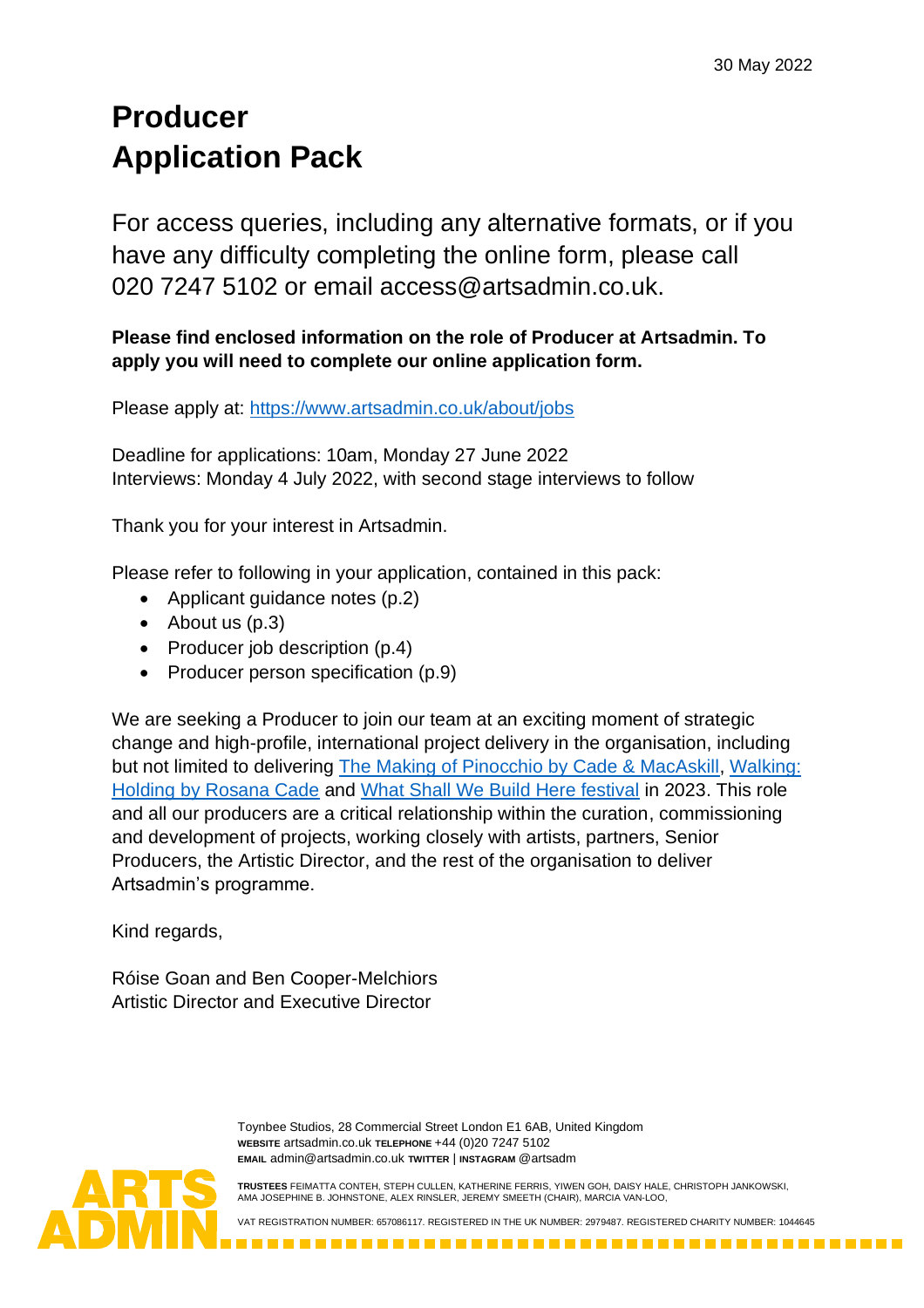30 May 2022

# Producer
# Application Pack

For access queries, including any alternative formats, or if you have any difficulty completing the online form, please call 020 7247 5102 or email access@artsadmin.co.uk.

**Please find enclosed information on the role of Producer at Artsadmin. To apply you will need to complete our online application form.**

Please apply at: https://www.artsadmin.co.uk/about/jobs

Deadline for applications: 10am, Monday 27 June 2022
Interviews: Monday 4 July 2022, with second stage interviews to follow

Thank you for your interest in Artsadmin.

Please refer to following in your application, contained in this pack:

- Applicant guidance notes (p.2)
- About us (p.3)
- Producer job description (p.4)
- Producer person specification (p.9)

We are seeking a Producer to join our team at an exciting moment of strategic change and high-profile, international project delivery in the organisation, including but not limited to delivering The Making of Pinocchio by Cade & MacAskill, Walking: Holding by Rosana Cade and What Shall We Build Here festival in 2023. This role and all our producers are a critical relationship within the curation, commissioning and development of projects, working closely with artists, partners, Senior Producers, the Artistic Director, and the rest of the organisation to deliver Artsadmin's programme.

Kind regards,

Róise Goan and Ben Cooper-Melchiors
Artistic Director and Executive Director

Toynbee Studios, 28 Commercial Street London E1 6AB, United Kingdom
**WEBSITE** artsadmin.co.uk **TELEPHONE** +44 (0)20 7247 5102
**EMAIL** admin@artsadmin.co.uk **TWITTER** | **INSTAGRAM** @artsadm

**TRUSTEES** FEIMATTA CONTEH, STEPH CULLEN, KATHERINE FERRIS, YIWEN GOH, DAISY HALE, CHRISTOPH JANKOWSKI, AMA JOSEPHINE B. JOHNSTONE, ALEX RINSLER, JEREMY SMEETH (CHAIR), MARCIA VAN-LOO,

VAT REGISTRATION NUMBER: 657086117. REGISTERED IN THE UK NUMBER: 2979487. REGISTERED CHARITY NUMBER: 1044645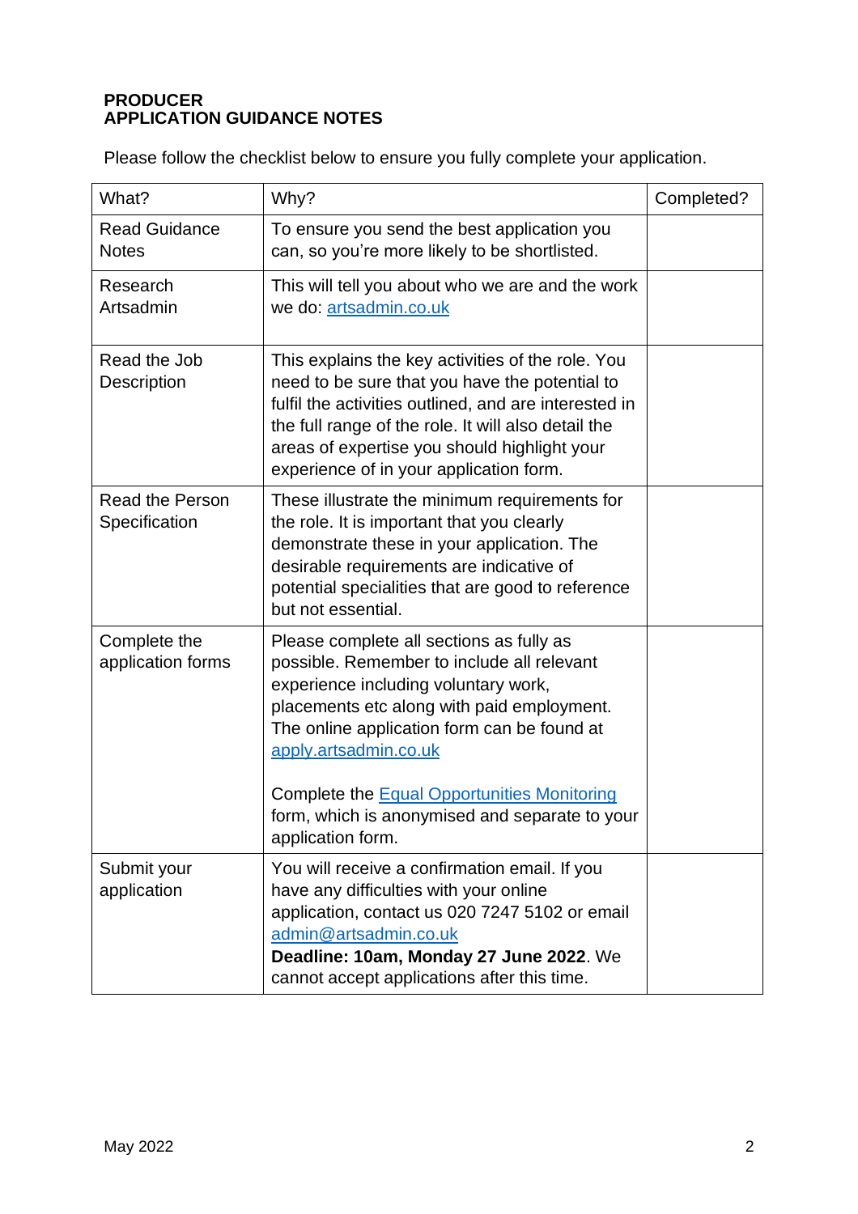**PRODUCER**
**APPLICATION GUIDANCE NOTES**

Please follow the checklist below to ensure you fully complete your application.

| What? | Why? | Completed? |
|---|---|---|
| Read Guidance Notes | To ensure you send the best application you can, so you're more likely to be shortlisted. | |
| Research Artsadmin | This will tell you about who we are and the work we do: [artsadmin.co.uk](artsadmin.co.uk) | |
| Read the Job Description | This explains the key activities of the role. You need to be sure that you have the potential to fulfil the activities outlined, and are interested in the full range of the role. It will also detail the areas of expertise you should highlight your experience of in your application form. | |
| Read the Person Specification | These illustrate the minimum requirements for the role. It is important that you clearly demonstrate these in your application. The desirable requirements are indicative of potential specialities that are good to reference but not essential. | |
| Complete the application forms | Please complete all sections as fully as possible. Remember to include all relevant experience including voluntary work, placements etc along with paid employment. The online application form can be found at [apply.artsadmin.co.uk](apply.artsadmin.co.uk)<br><br>Complete the [Equal Opportunities Monitoring]() form, which is anonymised and separate to your application form. | |
| Submit your application | You will receive a confirmation email. If you have any difficulties with your online application, contact us 020 7247 5102 or email [admin@artsadmin.co.uk](mailto:admin@artsadmin.co.uk)<br>**Deadline: 10am, Monday 27 June 2022**. We cannot accept applications after this time. | |

May 2022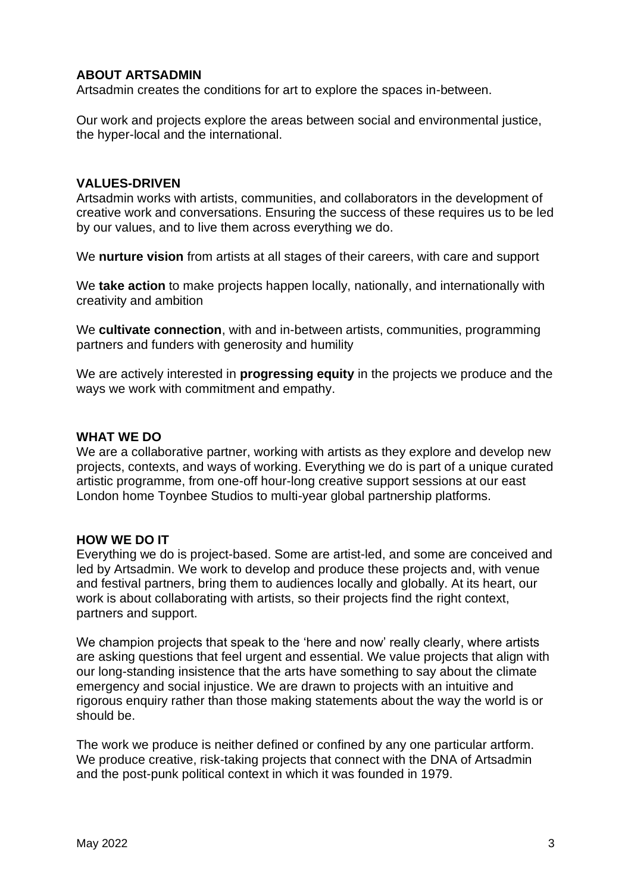## ABOUT ARTSADMIN

Artsadmin creates the conditions for art to explore the spaces in-between.

Our work and projects explore the areas between social and environmental justice, the hyper-local and the international.

## VALUES-DRIVEN

Artsadmin works with artists, communities, and collaborators in the development of creative work and conversations. Ensuring the success of these requires us to be led by our values, and to live them across everything we do.

We **nurture vision** from artists at all stages of their careers, with care and support

We **take action** to make projects happen locally, nationally, and internationally with creativity and ambition

We **cultivate connection**, with and in-between artists, communities, programming partners and funders with generosity and humility

We are actively interested in **progressing equity** in the projects we produce and the ways we work with commitment and empathy.

## WHAT WE DO

We are a collaborative partner, working with artists as they explore and develop new projects, contexts, and ways of working. Everything we do is part of a unique curated artistic programme, from one-off hour-long creative support sessions at our east London home Toynbee Studios to multi-year global partnership platforms.

## HOW WE DO IT

Everything we do is project-based. Some are artist-led, and some are conceived and led by Artsadmin. We work to develop and produce these projects and, with venue and festival partners, bring them to audiences locally and globally. At its heart, our work is about collaborating with artists, so their projects find the right context, partners and support.

We champion projects that speak to the 'here and now' really clearly, where artists are asking questions that feel urgent and essential. We value projects that align with our long-standing insistence that the arts have something to say about the climate emergency and social injustice. We are drawn to projects with an intuitive and rigorous enquiry rather than those making statements about the way the world is or should be.

The work we produce is neither defined or confined by any one particular artform. We produce creative, risk-taking projects that connect with the DNA of Artsadmin and the post-punk political context in which it was founded in 1979.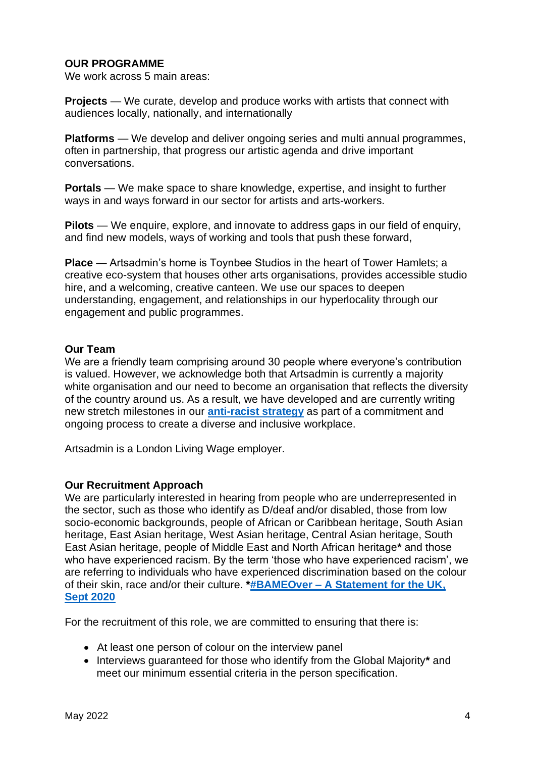## OUR PROGRAMME

We work across 5 main areas:

**Projects** — We curate, develop and produce works with artists that connect with audiences locally, nationally, and internationally

**Platforms** — We develop and deliver ongoing series and multi annual programmes, often in partnership, that progress our artistic agenda and drive important conversations.

**Portals** — We make space to share knowledge, expertise, and insight to further ways in and ways forward in our sector for artists and arts-workers.

**Pilots** — We enquire, explore, and innovate to address gaps in our field of enquiry, and find new models, ways of working and tools that push these forward,

**Place** — Artsadmin's home is Toynbee Studios in the heart of Tower Hamlets; a creative eco-system that houses other arts organisations, provides accessible studio hire, and a welcoming, creative canteen. We use our spaces to deepen understanding, engagement, and relationships in our hyperlocality through our engagement and public programmes.

### Our Team

We are a friendly team comprising around 30 people where everyone's contribution is valued. However, we acknowledge both that Artsadmin is currently a majority white organisation and our need to become an organisation that reflects the diversity of the country around us. As a result, we have developed and are currently writing new stretch milestones in our **anti-racist strategy** as part of a commitment and ongoing process to create a diverse and inclusive workplace.

Artsadmin is a London Living Wage employer.

### Our Recruitment Approach

We are particularly interested in hearing from people who are underrepresented in the sector, such as those who identify as D/deaf and/or disabled, those from low socio-economic backgrounds, people of African or Caribbean heritage, South Asian heritage, East Asian heritage, West Asian heritage, Central Asian heritage, South East Asian heritage, people of Middle East and North African heritage**\*** and those who have experienced racism. By the term 'those who have experienced racism', we are referring to individuals who have experienced discrimination based on the colour of their skin, race and/or their culture. **\*#BAMEOver – A Statement for the UK, Sept 2020**

For the recruitment of this role, we are committed to ensuring that there is:

- At least one person of colour on the interview panel
- Interviews guaranteed for those who identify from the Global Majority**\*** and meet our minimum essential criteria in the person specification.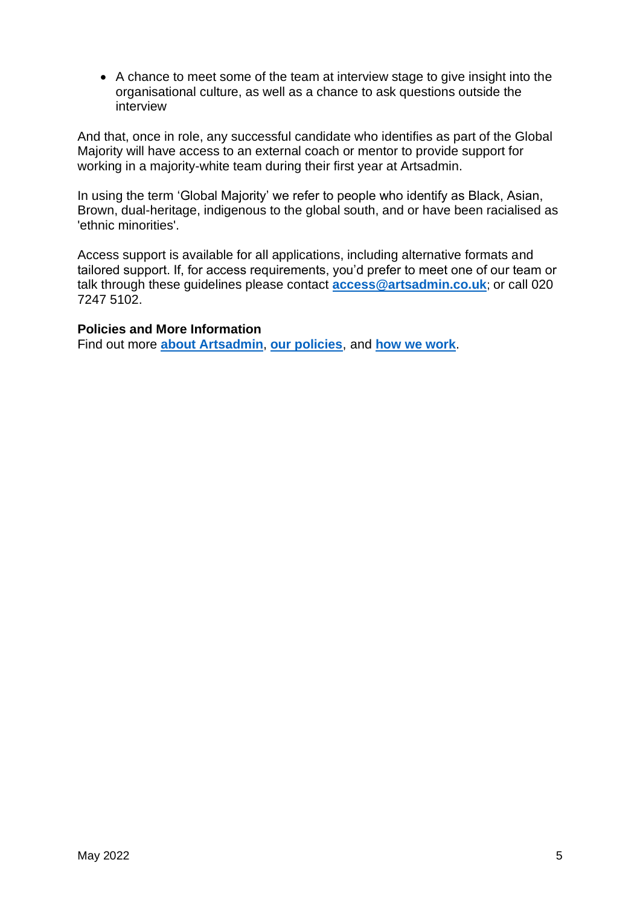- A chance to meet some of the team at interview stage to give insight into the organisational culture, as well as a chance to ask questions outside the interview

And that, once in role, any successful candidate who identifies as part of the Global Majority will have access to an external coach or mentor to provide support for working in a majority-white team during their first year at Artsadmin.

In using the term 'Global Majority' we refer to people who identify as Black, Asian, Brown, dual-heritage, indigenous to the global south, and or have been racialised as 'ethnic minorities'.

Access support is available for all applications, including alternative formats and tailored support. If, for access requirements, you'd prefer to meet one of our team or talk through these guidelines please contact **access@artsadmin.co.uk**; or call 020 7247 5102.

**Policies and More Information**

Find out more **about Artsadmin**, **our policies**, and **how we work**.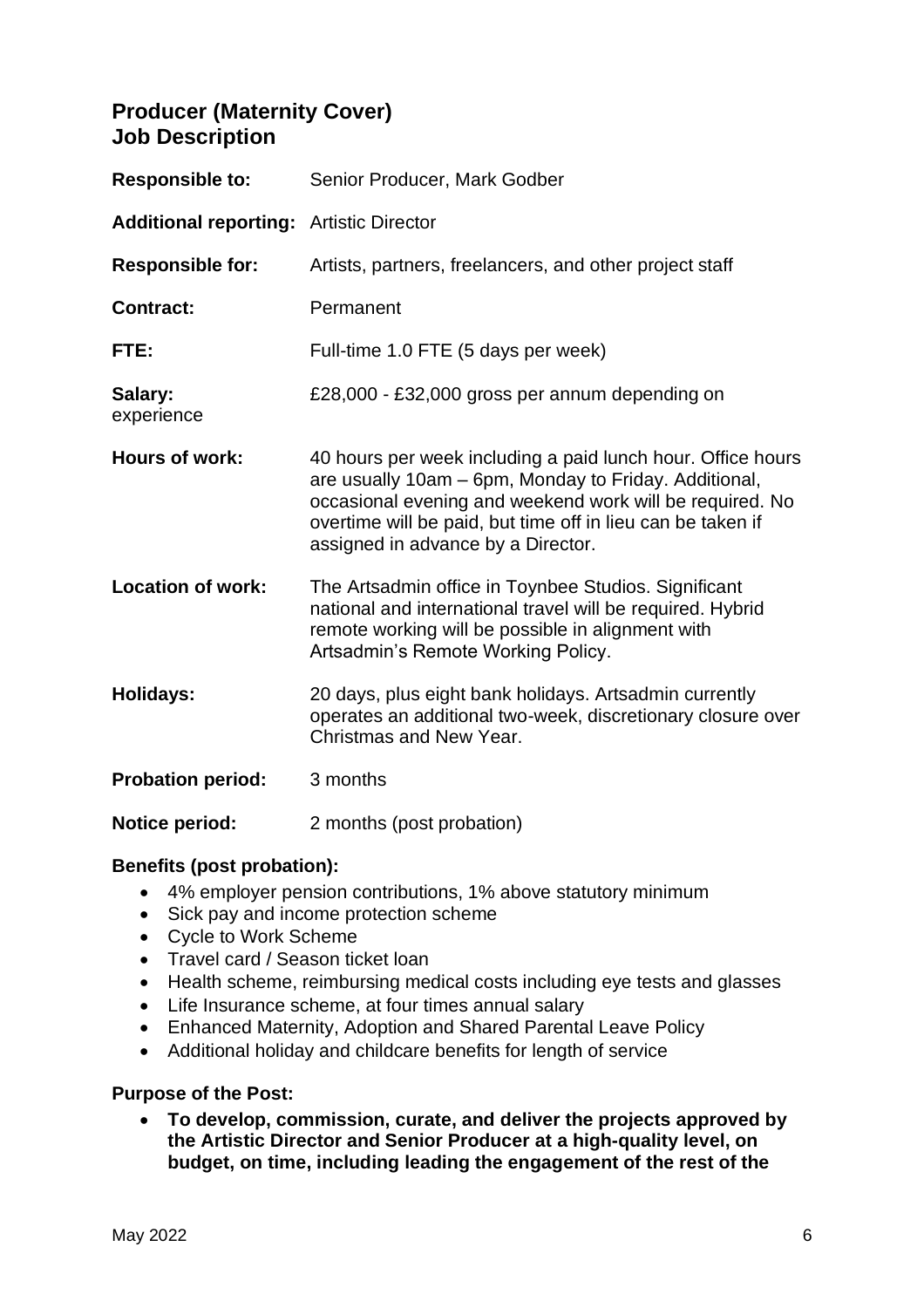## Producer (Maternity Cover)
## Job Description

| | |
|---|---|
| **Responsible to:** | Senior Producer, Mark Godber |
| **Additional reporting:** | Artistic Director |
| **Responsible for:** | Artists, partners, freelancers, and other project staff |
| **Contract:** | Permanent |
| **FTE:** | Full-time 1.0 FTE (5 days per week) |
| **Salary:** | £28,000 - £32,000 gross per annum depending on experience |
| **Hours of work:** | 40 hours per week including a paid lunch hour. Office hours are usually 10am – 6pm, Monday to Friday. Additional, occasional evening and weekend work will be required. No overtime will be paid, but time off in lieu can be taken if assigned in advance by a Director. |
| **Location of work:** | The Artsadmin office in Toynbee Studios. Significant national and international travel will be required. Hybrid remote working will be possible in alignment with Artsadmin's Remote Working Policy. |
| **Holidays:** | 20 days, plus eight bank holidays. Artsadmin currently operates an additional two-week, discretionary closure over Christmas and New Year. |
| **Probation period:** | 3 months |
| **Notice period:** | 2 months (post probation) |

**Benefits (post probation):**

- 4% employer pension contributions, 1% above statutory minimum
- Sick pay and income protection scheme
- Cycle to Work Scheme
- Travel card / Season ticket loan
- Health scheme, reimbursing medical costs including eye tests and glasses
- Life Insurance scheme, at four times annual salary
- Enhanced Maternity, Adoption and Shared Parental Leave Policy
- Additional holiday and childcare benefits for length of service

**Purpose of the Post:**

- **To develop, commission, curate, and deliver the projects approved by the Artistic Director and Senior Producer at a high-quality level, on budget, on time, including leading the engagement of the rest of the**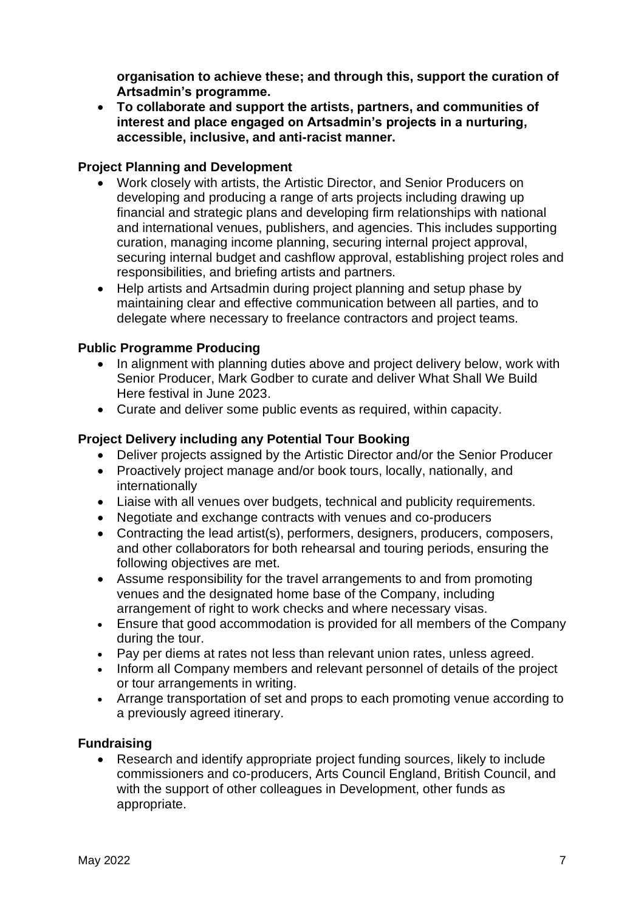**organisation to achieve these; and through this, support the curation of Artsadmin's programme.**

- **To collaborate and support the artists, partners, and communities of interest and place engaged on Artsadmin's projects in a nurturing, accessible, inclusive, and anti-racist manner.**

**Project Planning and Development**

- Work closely with artists, the Artistic Director, and Senior Producers on developing and producing a range of arts projects including drawing up financial and strategic plans and developing firm relationships with national and international venues, publishers, and agencies. This includes supporting curation, managing income planning, securing internal project approval, securing internal budget and cashflow approval, establishing project roles and responsibilities, and briefing artists and partners.
- Help artists and Artsadmin during project planning and setup phase by maintaining clear and effective communication between all parties, and to delegate where necessary to freelance contractors and project teams.

**Public Programme Producing**

- In alignment with planning duties above and project delivery below, work with Senior Producer, Mark Godber to curate and deliver What Shall We Build Here festival in June 2023.
- Curate and deliver some public events as required, within capacity.

**Project Delivery including any Potential Tour Booking**

- Deliver projects assigned by the Artistic Director and/or the Senior Producer
- Proactively project manage and/or book tours, locally, nationally, and internationally
- Liaise with all venues over budgets, technical and publicity requirements.
- Negotiate and exchange contracts with venues and co-producers
- Contracting the lead artist(s), performers, designers, producers, composers, and other collaborators for both rehearsal and touring periods, ensuring the following objectives are met.
- Assume responsibility for the travel arrangements to and from promoting venues and the designated home base of the Company, including arrangement of right to work checks and where necessary visas.
- Ensure that good accommodation is provided for all members of the Company during the tour.
- Pay per diems at rates not less than relevant union rates, unless agreed.
- Inform all Company members and relevant personnel of details of the project or tour arrangements in writing.
- Arrange transportation of set and props to each promoting venue according to a previously agreed itinerary.

**Fundraising**

- Research and identify appropriate project funding sources, likely to include commissioners and co-producers, Arts Council England, British Council, and with the support of other colleagues in Development, other funds as appropriate.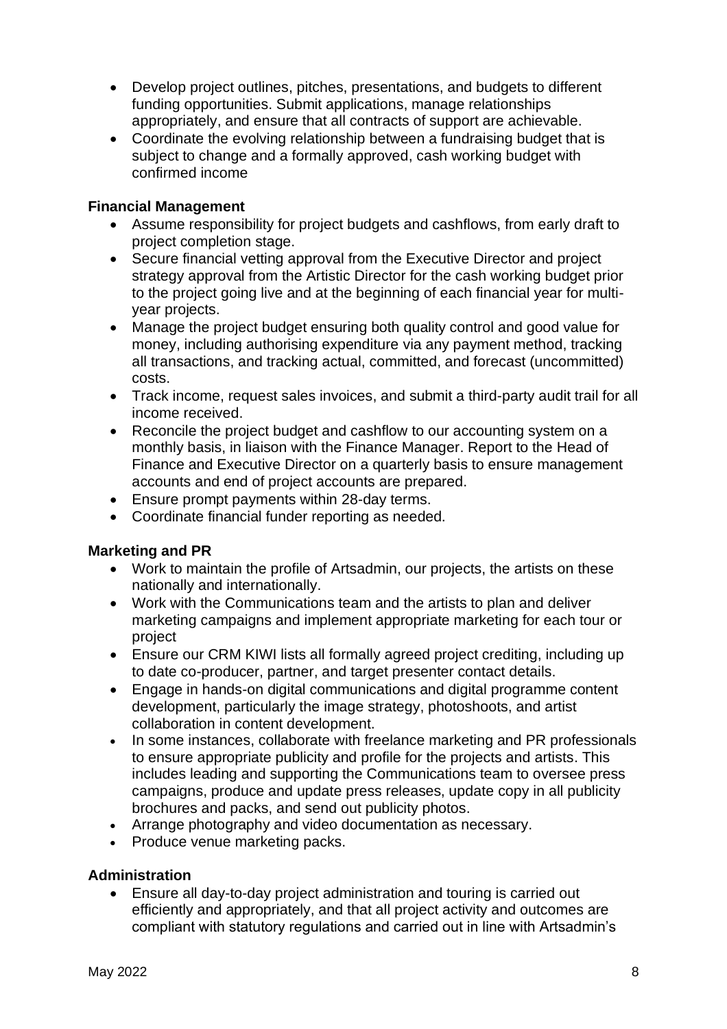- Develop project outlines, pitches, presentations, and budgets to different funding opportunities. Submit applications, manage relationships appropriately, and ensure that all contracts of support are achievable.
- Coordinate the evolving relationship between a fundraising budget that is subject to change and a formally approved, cash working budget with confirmed income

**Financial Management**

- Assume responsibility for project budgets and cashflows, from early draft to project completion stage.
- Secure financial vetting approval from the Executive Director and project strategy approval from the Artistic Director for the cash working budget prior to the project going live and at the beginning of each financial year for multi-year projects.
- Manage the project budget ensuring both quality control and good value for money, including authorising expenditure via any payment method, tracking all transactions, and tracking actual, committed, and forecast (uncommitted) costs.
- Track income, request sales invoices, and submit a third-party audit trail for all income received.
- Reconcile the project budget and cashflow to our accounting system on a monthly basis, in liaison with the Finance Manager. Report to the Head of Finance and Executive Director on a quarterly basis to ensure management accounts and end of project accounts are prepared.
- Ensure prompt payments within 28-day terms.
- Coordinate financial funder reporting as needed.

**Marketing and PR**

- Work to maintain the profile of Artsadmin, our projects, the artists on these nationally and internationally.
- Work with the Communications team and the artists to plan and deliver marketing campaigns and implement appropriate marketing for each tour or project
- Ensure our CRM KIWI lists all formally agreed project crediting, including up to date co-producer, partner, and target presenter contact details.
- Engage in hands-on digital communications and digital programme content development, particularly the image strategy, photoshoots, and artist collaboration in content development.
- In some instances, collaborate with freelance marketing and PR professionals to ensure appropriate publicity and profile for the projects and artists. This includes leading and supporting the Communications team to oversee press campaigns, produce and update press releases, update copy in all publicity brochures and packs, and send out publicity photos.
- Arrange photography and video documentation as necessary.
- Produce venue marketing packs.

**Administration**

- Ensure all day-to-day project administration and touring is carried out efficiently and appropriately, and that all project activity and outcomes are compliant with statutory regulations and carried out in line with Artsadmin's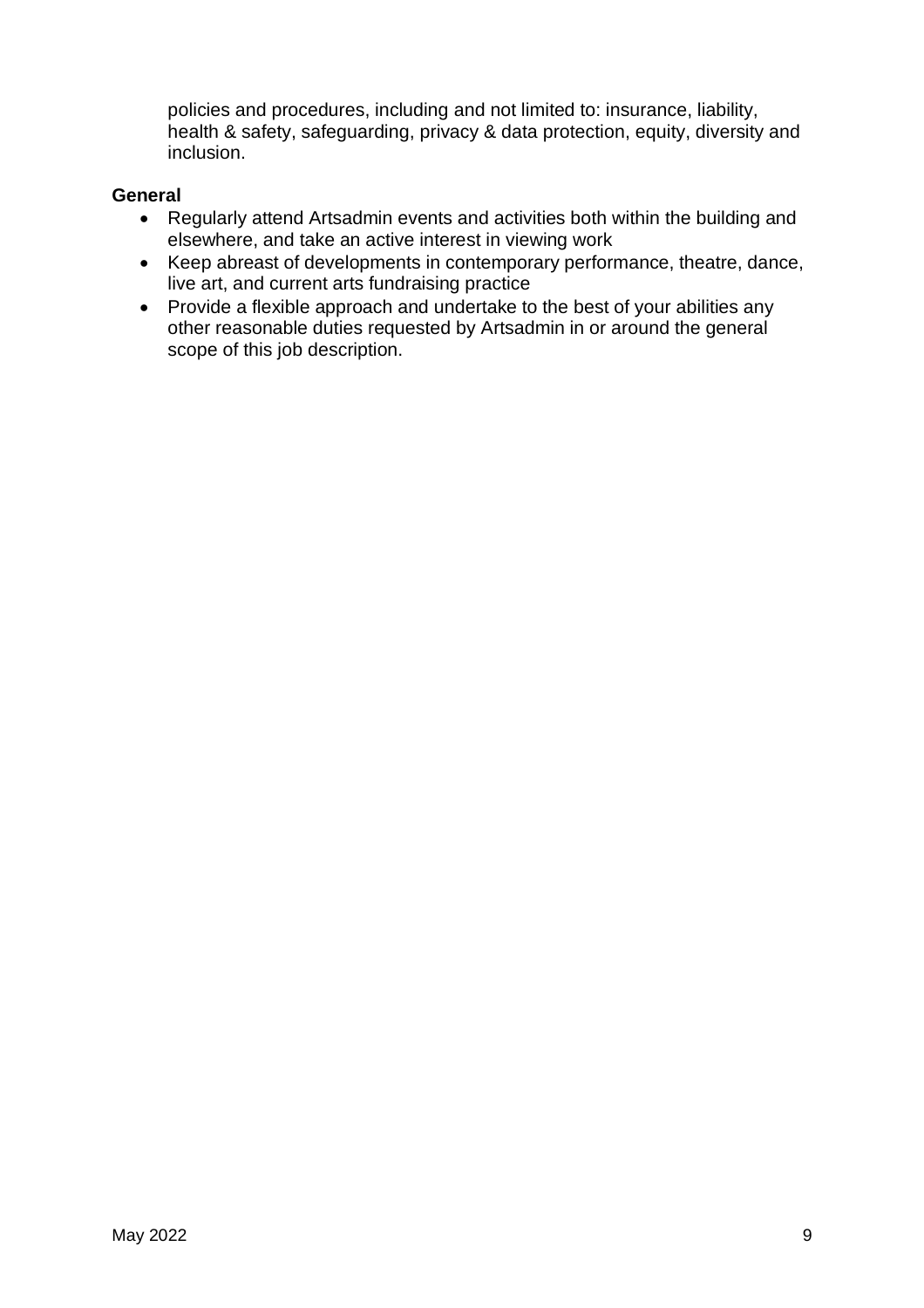policies and procedures, including and not limited to: insurance, liability, health & safety, safeguarding, privacy & data protection, equity, diversity and inclusion.

**General**

- Regularly attend Artsadmin events and activities both within the building and elsewhere, and take an active interest in viewing work
- Keep abreast of developments in contemporary performance, theatre, dance, live art, and current arts fundraising practice
- Provide a flexible approach and undertake to the best of your abilities any other reasonable duties requested by Artsadmin in or around the general scope of this job description.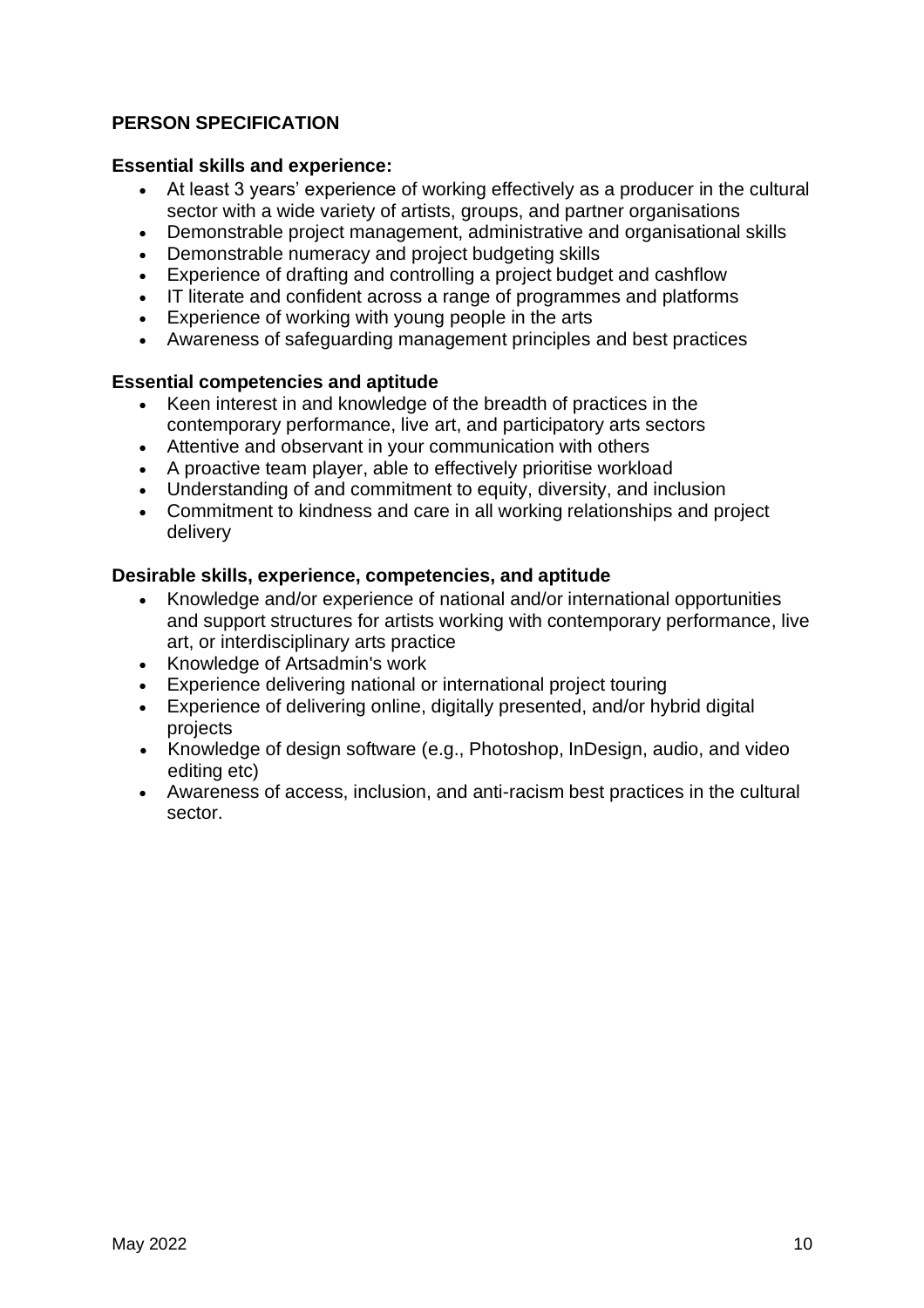## PERSON SPECIFICATION

### Essential skills and experience:

- At least 3 years' experience of working effectively as a producer in the cultural sector with a wide variety of artists, groups, and partner organisations
- Demonstrable project management, administrative and organisational skills
- Demonstrable numeracy and project budgeting skills
- Experience of drafting and controlling a project budget and cashflow
- IT literate and confident across a range of programmes and platforms
- Experience of working with young people in the arts
- Awareness of safeguarding management principles and best practices

### Essential competencies and aptitude

- Keen interest in and knowledge of the breadth of practices in the contemporary performance, live art, and participatory arts sectors
- Attentive and observant in your communication with others
- A proactive team player, able to effectively prioritise workload
- Understanding of and commitment to equity, diversity, and inclusion
- Commitment to kindness and care in all working relationships and project delivery

### Desirable skills, experience, competencies, and aptitude

- Knowledge and/or experience of national and/or international opportunities and support structures for artists working with contemporary performance, live art, or interdisciplinary arts practice
- Knowledge of Artsadmin's work
- Experience delivering national or international project touring
- Experience of delivering online, digitally presented, and/or hybrid digital projects
- Knowledge of design software (e.g., Photoshop, InDesign, audio, and video editing etc)
- Awareness of access, inclusion, and anti-racism best practices in the cultural sector.